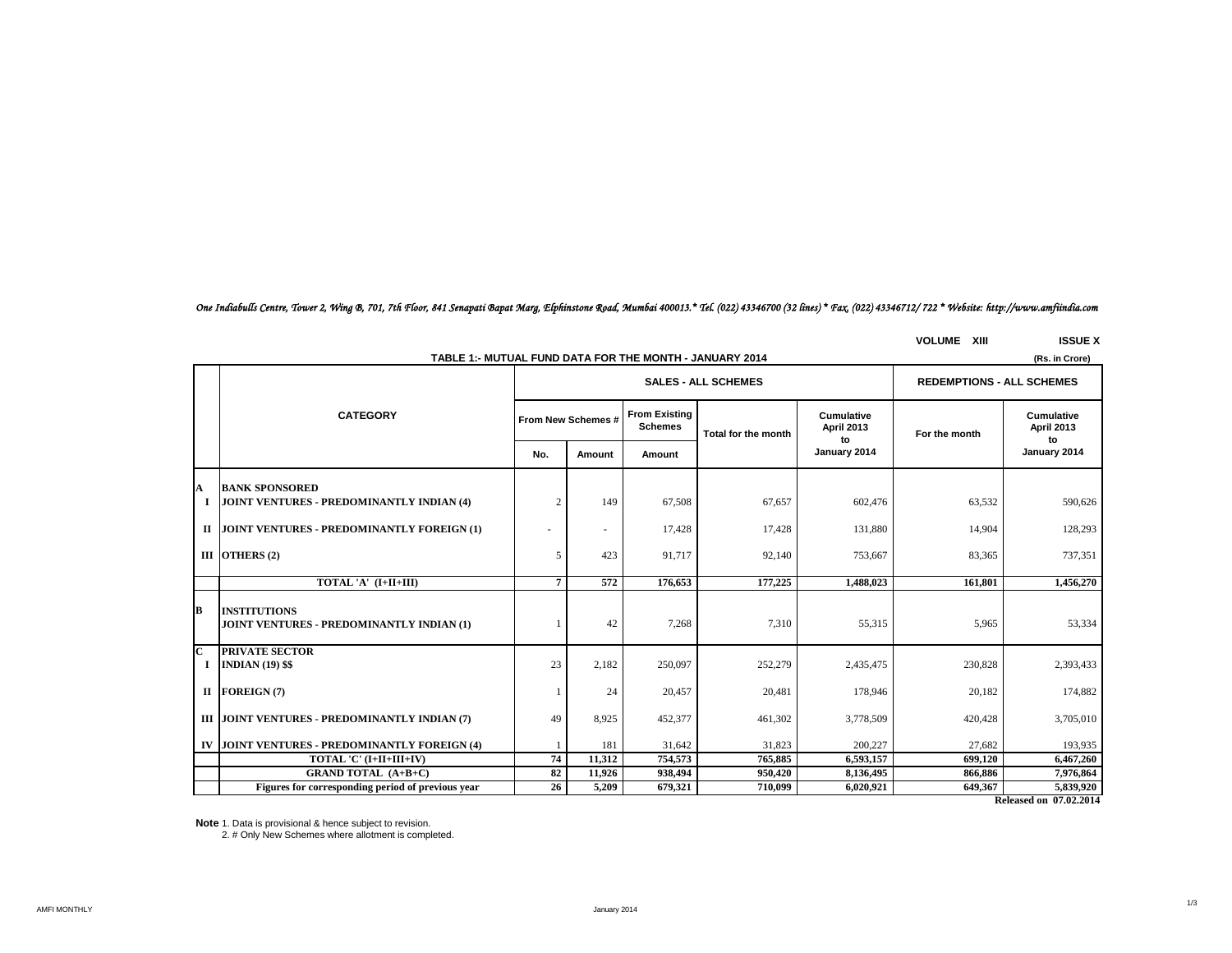*One Indiabulls Centre, Tower 2, Wing B, 701, 7th Floor, 841 Senapati Bapat Marg, Elphinstone Road, Mumbai 400013.* Tel. (022) 43346700 (32 lines) * Fax. (022) 43346712/ 722 * Website: http://www.amfiindia.com*

**VOLUME XIII** **ISSUE X**

**TABLE 1:- MUTUAL FUND DATA FOR THE MONTH - JANUARY 2014**

**(Rs. in Crore)**

| | CATEGORY | SALES - ALL SCHEMES | | | | | REDEMPTIONS - ALL SCHEMES | |
|---|---|---|---|---|---|---|---|---|
| | | From New Schemes # | | From Existing Schemes | Total for the month | Cumulative April 2013 to January 2014 | For the month | Cumulative April 2013 to January 2014 |
| | | No. | Amount | Amount | | | | |
| **A** | **BANK SPONSORED** | | | | | | | |
| **I** | **JOINT VENTURES - PREDOMINANTLY INDIAN (4)** | 2 | 149 | 67,508 | 67,657 | 602,476 | 63,532 | 590,626 |
| **II** | **JOINT VENTURES - PREDOMINANTLY FOREIGN (1)** | - | - | 17,428 | 17,428 | 131,880 | 14,904 | 128,293 |
| **III** | **OTHERS (2)** | 5 | 423 | 91,717 | 92,140 | 753,667 | 83,365 | 737,351 |
| | **TOTAL 'A' (I+II+III)** | **7** | **572** | **176,653** | **177,225** | **1,488,023** | **161,801** | **1,456,270** |
| **B** | **INSTITUTIONS** | | | | | | | |
| | **JOINT VENTURES - PREDOMINANTLY INDIAN (1)** | 1 | 42 | 7,268 | 7,310 | 55,315 | 5,965 | 53,334 |
| **C** | **PRIVATE SECTOR** | | | | | | | |
| **I** | **INDIAN (19) $$** | 23 | 2,182 | 250,097 | 252,279 | 2,435,475 | 230,828 | 2,393,433 |
| **II** | **FOREIGN (7)** | 1 | 24 | 20,457 | 20,481 | 178,946 | 20,182 | 174,882 |
| **III** | **JOINT VENTURES - PREDOMINANTLY INDIAN (7)** | 49 | 8,925 | 452,377 | 461,302 | 3,778,509 | 420,428 | 3,705,010 |
| **IV** | **JOINT VENTURES - PREDOMINANTLY FOREIGN (4)** | 1 | 181 | 31,642 | 31,823 | 200,227 | 27,682 | 193,935 |
| | **TOTAL 'C' (I+II+III+IV)** | **74** | **11,312** | **754,573** | **765,885** | **6,593,157** | **699,120** | **6,467,260** |
| | **GRAND TOTAL (A+B+C)** | **82** | **11,926** | **938,494** | **950,420** | **8,136,495** | **866,886** | **7,976,864** |
| | **Figures for corresponding period of previous year** | **26** | **5,209** | **679,321** | **710,099** | **6,020,921** | **649,367** | **5,839,920** |

**Released on 07.02.2014**

**Note** 1. Data is provisional & hence subject to revision.
2. # Only New Schemes where allotment is completed.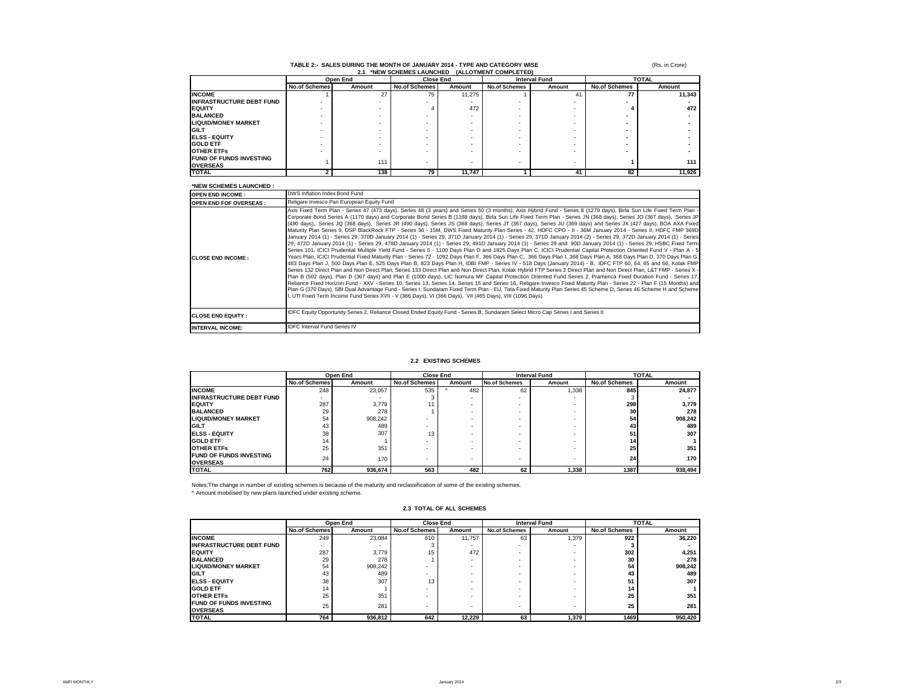**TABLE 2:- SALES DURING THE MONTH OF JANUARY 2014 - TYPE AND CATEGORY WISE**

(Rs. in Crore)

### 2.1 *NEW SCHEMES LAUNCHED (ALLOTMENT COMPLETED)

| | Open End | | Close End | | Interval Fund | | TOTAL | |
|---|---|---|---|---|---|---|---|---|
| | No.of Schemes | Amount | No.of Schemes | Amount | No.of Schemes | Amount | No.of Schemes | Amount |
| **INCOME** | 1 | 27 | 75 | 11,275 | 1 | 41 | 77 | 11,343 |
| **INFRASTRUCTURE DEBT FUND** | - | - | - | - | - | - | - | - |
| **EQUITY** | - | - | 4 | 472 | - | - | 4 | 472 |
| **BALANCED** | - | - | - | - | - | - | - | - |
| **LIQUID/MONEY MARKET** | - | - | - | - | - | - | - | - |
| **GILT** | - | - | - | - | - | - | - | - |
| **ELSS - EQUITY** | - | - | - | - | - | - | - | - |
| **GOLD ETF** | - | - | - | - | - | - | - | - |
| **OTHER ETFs** | - | - | - | - | - | - | - | - |
| **FUND OF FUNDS INVESTING OVERSEAS** | 1 | 111 | - | - | - | - | 1 | 111 |
| **TOTAL** | 2 | 138 | 79 | 11,747 | 1 | 41 | 82 | 11,926 |

**\*NEW SCHEMES LAUNCHED :**

| | |
|---|---|
| **OPEN END INCOME :** | DWS Inflation Index Bond Fund |
| **OPEN END FOF OVERSEAS :** | Religare Invesco Pan European Equity Fund |
| **CLOSE END INCOME :** | Axis Fixed Term Plan - Series 47 (473 days), Series 48 (3 years) and Series 50 (3 months), Axis Hybrid Fund - Series 8 (1279 days), Birla Sun Life Fixed Term Plan - Corporate Bond Series A (1170 days) and Corporate Bond Series B (1168 days), Birla Sun Life Fixed Term Plan - Series JN (368 days), Series JO (367 days), Series JP (490 days), Series JQ (368 days), Series JR (490 days), Series JS (368 days), Series JT (367 days), Series JU (369 days) and Series JX (427 days), BOA AXA Fixed Maturity Plan Series 9, DSP BlackRock FTP - Series 36 - 15M, DWS Fixed Maturity Plan Series - 42, HDFC CPO - II - 36M January 2014 - Series II, HDFC FMP 369D January 2014 (1) - Series 29, 370D January 2014 (1) - Series 29, 371D January 2014 (1) - Series 29, 371D January 2014 (2) - Series 29, 372D January 2014 (1) - Series 29, 472D January 2014 (1) - Series 29, 478D January 2014 (1) - Series 29, 491D January 2014 (1) - Series 29 and 90D January 2014 (1) - Series 29, HSBC Fixed Term Series 101, ICICI Prudential Multiple Yield Fund - Series 5 - 1100 Days Plan D and 1825 Days Plan C, ICICI Prudential Capital Protection Oriented Fund V - Plan A - 5 Years Plan, ICICI Prudential Fixed Maturity Plan - Series 72 - 1092 Days Plan F, 366 Days Plan C, 366 Days Plan I, 368 Days Plan A, 368 Days Plan D, 370 Days Plan G, 483 Days Plan J, 500 Days Plan E, 525 Days Plan B, 823 Days Plan H, IDBI FMP - Series IV - 518 Days (January 2014) - B, IDFC FTP 60, 64, 65 and 66, Kotak FMP Series 132 Direct Plan and Non Direct Plan, Series 133 Direct Plan and Non Direct Plan, Kotak Hybrid FTP Series 2 Direct Plan and Non Direct Plan, L&T FMP - Series X - Plan B (502 days), Plan D (367 days) and Plan E (1000 days), LIC Nomura MF Capital Protection Oriented Fund Series 2, Pramerica Fixed Duration Fund - Series 17, Reliance Fixed Horizon Fund - XXV - Series 10, Series 13, Series 14, Series 15 and Series 16, Religare Invesco Fixed Maturity Plan - Series 22 - Plan F (15 Months) and Plan G (370 Days), SBI Dual Advantage Fund - Series I, Sundaram Fixed Term Plan - EU, Tata Fixed Maturity Plan Series 45 Scheme D, Series 46 Scheme H and Scheme I, UTI Fixed Term Income Fund Series XVII - V (366 Days), VI (366 Days), VII (465 Days), VIII (1096 Days) |
| **CLOSE END EQUITY :** | IDFC Equity Opportunity Series 2, Reliance Closed Ended Equity Fund - Series B, Sundaram Select Micro Cap Series I and Series II |
| **INTERVAL INCOME:** | IDFC Interval Fund Series IV |

### 2.2 EXISTING SCHEMES

| | Open End | | Close End | | Interval Fund | | TOTAL | |
|---|---|---|---|---|---|---|---|---|
| | No.of Schemes | Amount | No.of Schemes | Amount | No.of Schemes | Amount | No.of Schemes | Amount |
| **INCOME** | 248 | 23,057 | 535 | ^ 482 | 62 | 1,338 | 845 | 24,877 |
| **INFRASTRUCTURE DEBT FUND** | - | - | 3 | - | - | - | 3 | - |
| **EQUITY** | 287 | 3,779 | 11 | - | - | - | 298 | 3,779 |
| **BALANCED** | 29 | 278 | 1 | - | - | - | 30 | 278 |
| **LIQUID/MONEY MARKET** | 54 | 908,242 | - | - | - | - | 54 | 908,242 |
| **GILT** | 43 | 489 | - | - | - | - | 43 | 489 |
| **ELSS - EQUITY** | 38 | 307 | 13 | - | - | - | 51 | 307 |
| **GOLD ETF** | 14 | 1 | - | - | - | - | 14 | 1 |
| **OTHER ETFs** | 25 | 351 | - | - | - | - | 25 | 351 |
| **FUND OF FUNDS INVESTING OVERSEAS** | 24 | 170 | - | - | - | - | 24 | 170 |
| **TOTAL** | 762 | 936,674 | 563 | 482 | 62 | 1,338 | 1387 | 938,494 |

Notes:The change in number of existing schemes is because of the maturity and reclassification of some of the existing schemes.

^ Amount mobilised by new plans launched under existing scheme.

### 2.3 TOTAL OF ALL SCHEMES

| | Open End | | Close End | | Interval Fund | | TOTAL | |
|---|---|---|---|---|---|---|---|---|
| | No.of Schemes | Amount | No.of Schemes | Amount | No.of Schemes | Amount | No.of Schemes | Amount |
| **INCOME** | 249 | 23,084 | 610 | 11,757 | 63 | 1,379 | 922 | 36,220 |
| **INFRASTRUCTURE DEBT FUND** | - | - | 3 | - | - | - | 3 | - |
| **EQUITY** | 287 | 3,779 | 15 | 472 | - | - | 302 | 4,251 |
| **BALANCED** | 29 | 278 | 1 | - | - | - | 30 | 278 |
| **LIQUID/MONEY MARKET** | 54 | 908,242 | - | - | - | - | 54 | 908,242 |
| **GILT** | 43 | 489 | - | - | - | - | 43 | 489 |
| **ELSS - EQUITY** | 38 | 307 | 13 | - | - | - | 51 | 307 |
| **GOLD ETF** | 14 | 1 | - | - | - | - | 14 | 1 |
| **OTHER ETFs** | 25 | 351 | - | - | - | - | 25 | 351 |
| **FUND OF FUNDS INVESTING OVERSEAS** | 25 | 281 | - | - | - | - | 25 | 281 |
| **TOTAL** | 764 | 936,812 | 642 | 12,229 | 63 | 1,379 | 1469 | 950,420 |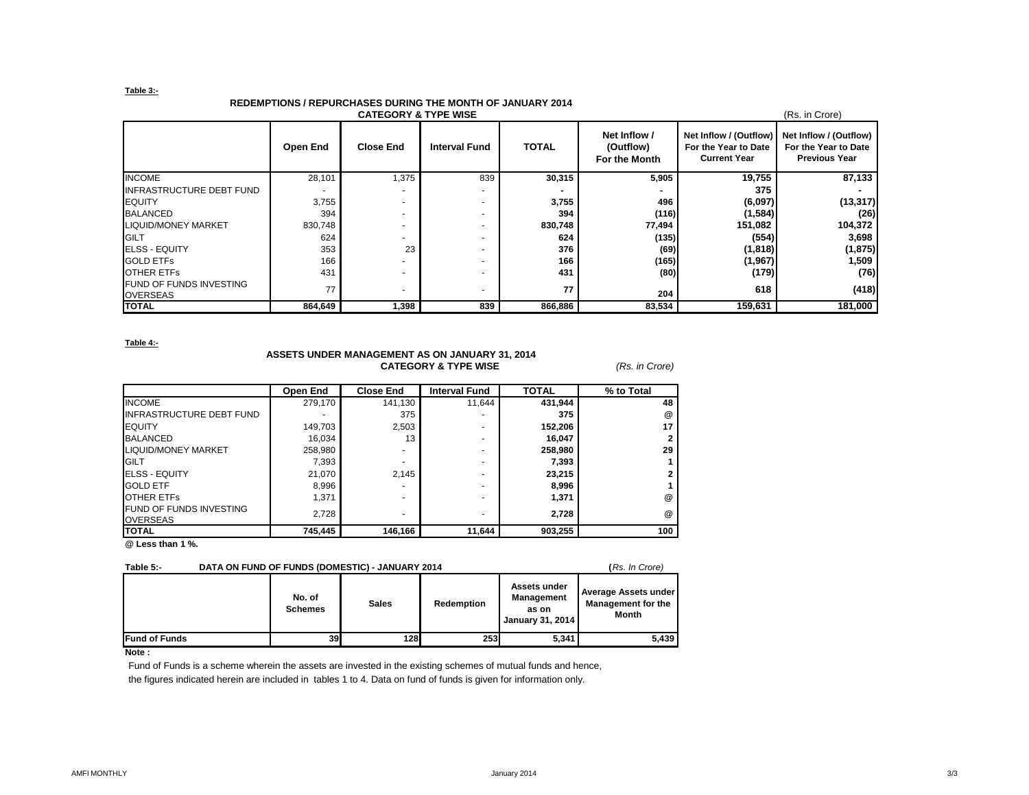**Table 3:-**

### REDEMPTIONS / REPURCHASES DURING THE MONTH OF JANUARY 2014
### CATEGORY & TYPE WISE

(Rs. in Crore)

| | Open End | Close End | Interval Fund | TOTAL | Net Inflow / (Outflow) For the Month | Net Inflow / (Outflow) For the Year to Date Current Year | Net Inflow / (Outflow) For the Year to Date Previous Year |
|---|---|---|---|---|---|---|---|
| INCOME | 28,101 | 1,375 | 839 | **30,315** | **5,905** | **19,755** | **87,133** |
| INFRASTRUCTURE DEBT FUND | - | - | - | **-** | **-** | **375** | **-** |
| EQUITY | 3,755 | - | - | **3,755** | **496** | **(6,097)** | **(13,317)** |
| BALANCED | 394 | - | - | **394** | **(116)** | **(1,584)** | **(26)** |
| LIQUID/MONEY MARKET | 830,748 | - | - | **830,748** | **77,494** | **151,082** | **104,372** |
| GILT | 624 | - | - | **624** | **(135)** | **(554)** | **3,698** |
| ELSS - EQUITY | 353 | 23 | - | **376** | **(69)** | **(1,818)** | **(1,875)** |
| GOLD ETFs | 166 | - | - | **166** | **(165)** | **(1,967)** | **1,509** |
| OTHER ETFs | 431 | - | - | **431** | **(80)** | **(179)** | **(76)** |
| FUND OF FUNDS INVESTING OVERSEAS | 77 | - | - | **77** | **204** | **618** | **(418)** |
| **TOTAL** | **864,649** | **1,398** | **839** | **866,886** | **83,534** | **159,631** | **181,000** |

**Table 4:-**

### ASSETS UNDER MANAGEMENT AS ON JANUARY 31, 2014
### CATEGORY & TYPE WISE

*(Rs. in Crore)*

| | Open End | Close End | Interval Fund | TOTAL | % to Total |
|---|---|---|---|---|---|
| INCOME | 279,170 | 141,130 | 11,644 | **431,944** | **48** |
| INFRASTRUCTURE DEBT FUND | - | 375 | - | **375** | @ |
| EQUITY | 149,703 | 2,503 | - | **152,206** | **17** |
| BALANCED | 16,034 | 13 | - | **16,047** | **2** |
| LIQUID/MONEY MARKET | 258,980 | - | - | **258,980** | **29** |
| GILT | 7,393 | - | - | **7,393** | **1** |
| ELSS - EQUITY | 21,070 | 2,145 | - | **23,215** | **2** |
| GOLD ETF | 8,996 | - | - | **8,996** | **1** |
| OTHER ETFs | 1,371 | - | - | **1,371** | @ |
| FUND OF FUNDS INVESTING OVERSEAS | 2,728 | - | - | **2,728** | @ |
| **TOTAL** | **745,445** | **146,166** | **11,644** | **903,255** | **100** |

**@ Less than 1 %.**

**Table 5:- DATA ON FUND OF FUNDS (DOMESTIC) - JANUARY 2014** (*Rs. In Crore)*

| | No. of Schemes | Sales | Redemption | Assets under Management as on January 31, 2014 | Average Assets under Management for the Month |
|---|---|---|---|---|---|
| **Fund of Funds** | **39** | **128** | **253** | **5,341** | **5,439** |

**Note :**

Fund of Funds is a scheme wherein the assets are invested in the existing schemes of mutual funds and hence, the figures indicated herein are included in tables 1 to 4. Data on fund of funds is given for information only.